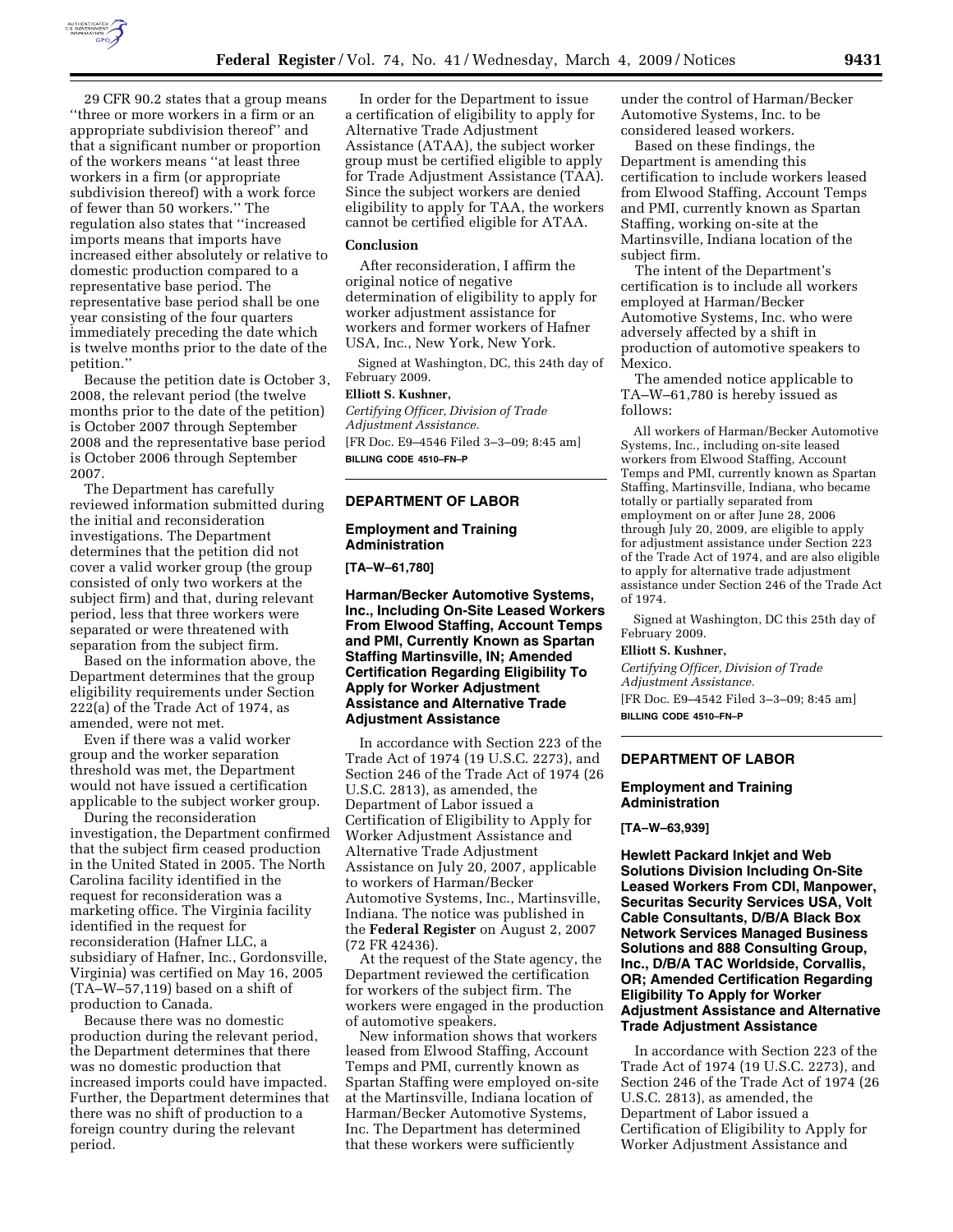29 CFR 90.2 states that a group means ''three or more workers in a firm or an appropriate subdivision thereof'' and that a significant number or proportion of the workers means ''at least three workers in a firm (or appropriate subdivision thereof) with a work force of fewer than 50 workers.'' The regulation also states that ''increased imports means that imports have increased either absolutely or relative to domestic production compared to a representative base period. The representative base period shall be one year consisting of the four quarters immediately preceding the date which is twelve months prior to the date of the petition.''

Because the petition date is October 3, 2008, the relevant period (the twelve months prior to the date of the petition) is October 2007 through September 2008 and the representative base period is October 2006 through September 2007.

The Department has carefully reviewed information submitted during the initial and reconsideration investigations. The Department determines that the petition did not cover a valid worker group (the group consisted of only two workers at the subject firm) and that, during relevant period, less that three workers were separated or were threatened with separation from the subject firm.

Based on the information above, the Department determines that the group eligibility requirements under Section 222(a) of the Trade Act of 1974, as amended, were not met.

Even if there was a valid worker group and the worker separation threshold was met, the Department would not have issued a certification applicable to the subject worker group.

During the reconsideration investigation, the Department confirmed that the subject firm ceased production in the United Stated in 2005. The North Carolina facility identified in the request for reconsideration was a marketing office. The Virginia facility identified in the request for reconsideration (Hafner LLC, a subsidiary of Hafner, Inc., Gordonsville, Virginia) was certified on May 16, 2005 (TA–W–57,119) based on a shift of production to Canada.

Because there was no domestic production during the relevant period, the Department determines that there was no domestic production that increased imports could have impacted. Further, the Department determines that there was no shift of production to a foreign country during the relevant period.

In order for the Department to issue a certification of eligibility to apply for Alternative Trade Adjustment Assistance (ATAA), the subject worker group must be certified eligible to apply for Trade Adjustment Assistance (TAA). Since the subject workers are denied eligibility to apply for TAA, the workers cannot be certified eligible for ATAA.

**Conclusion**

After reconsideration, I affirm the original notice of negative determination of eligibility to apply for worker adjustment assistance for workers and former workers of Hafner USA, Inc., New York, New York.

Signed at Washington, DC, this 24th day of February 2009.

**Elliott S. Kushner,**

*Certifying Officer, Division of Trade Adjustment Assistance.*

[FR Doc. E9–4546 Filed 3–3–09; 8:45 am]

**BILLING CODE 4510–FN–P**

---

## DEPARTMENT OF LABOR

### Employment and Training Administration

**[TA–W–61,780]**

### Harman/Becker Automotive Systems, Inc., Including On-Site Leased Workers From Elwood Staffing, Account Temps and PMI, Currently Known as Spartan Staffing Martinsville, IN; Amended Certification Regarding Eligibility To Apply for Worker Adjustment Assistance and Alternative Trade Adjustment Assistance

In accordance with Section 223 of the Trade Act of 1974 (19 U.S.C. 2273), and Section 246 of the Trade Act of 1974 (26 U.S.C. 2813), as amended, the Department of Labor issued a Certification of Eligibility to Apply for Worker Adjustment Assistance and Alternative Trade Adjustment Assistance on July 20, 2007, applicable to workers of Harman/Becker Automotive Systems, Inc., Martinsville, Indiana. The notice was published in the **Federal Register** on August 2, 2007 (72 FR 42436).

At the request of the State agency, the Department reviewed the certification for workers of the subject firm. The workers were engaged in the production of automotive speakers.

New information shows that workers leased from Elwood Staffing, Account Temps and PMI, currently known as Spartan Staffing were employed on-site at the Martinsville, Indiana location of Harman/Becker Automotive Systems, Inc. The Department has determined that these workers were sufficiently under the control of Harman/Becker Automotive Systems, Inc. to be considered leased workers.

Based on these findings, the Department is amending this certification to include workers leased from Elwood Staffing, Account Temps and PMI, currently known as Spartan Staffing, working on-site at the Martinsville, Indiana location of the subject firm.

The intent of the Department's certification is to include all workers employed at Harman/Becker Automotive Systems, Inc. who were adversely affected by a shift in production of automotive speakers to Mexico.

The amended notice applicable to TA–W–61,780 is hereby issued as follows:

All workers of Harman/Becker Automotive Systems, Inc., including on-site leased workers from Elwood Staffing, Account Temps and PMI, currently known as Spartan Staffing, Martinsville, Indiana, who became totally or partially separated from employment on or after June 28, 2006 through July 20, 2009, are eligible to apply for adjustment assistance under Section 223 of the Trade Act of 1974, and are also eligible to apply for alternative trade adjustment assistance under Section 246 of the Trade Act of 1974.

Signed at Washington, DC this 25th day of February 2009.

**Elliott S. Kushner,**

*Certifying Officer, Division of Trade Adjustment Assistance.*

[FR Doc. E9–4542 Filed 3–3–09; 8:45 am]

**BILLING CODE 4510–FN–P**

---

## DEPARTMENT OF LABOR

### Employment and Training Administration

**[TA–W–63,939]**

### Hewlett Packard Inkjet and Web Solutions Division Including On-Site Leased Workers From CDI, Manpower, Securitas Security Services USA, Volt Cable Consultants, D/B/A Black Box Network Services Managed Business Solutions and 888 Consulting Group, Inc., D/B/A TAC Worldside, Corvallis, OR; Amended Certification Regarding Eligibility To Apply for Worker Adjustment Assistance and Alternative Trade Adjustment Assistance

In accordance with Section 223 of the Trade Act of 1974 (19 U.S.C. 2273), and Section 246 of the Trade Act of 1974 (26 U.S.C. 2813), as amended, the Department of Labor issued a Certification of Eligibility to Apply for Worker Adjustment Assistance and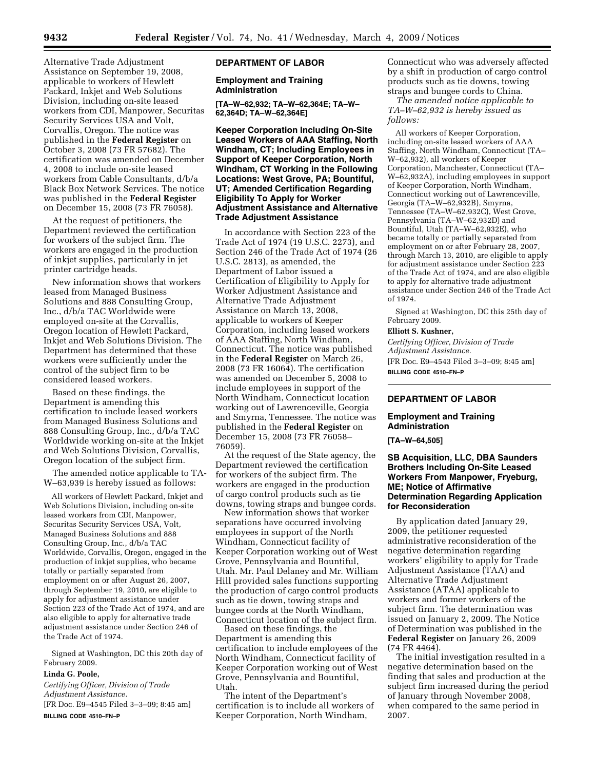Alternative Trade Adjustment Assistance on September 19, 2008, applicable to workers of Hewlett Packard, Inkjet and Web Solutions Division, including on-site leased workers from CDI, Manpower, Securitas Security Services USA and Volt, Corvallis, Oregon. The notice was published in the **Federal Register** on October 3, 2008 (73 FR 57682). The certification was amended on December 4, 2008 to include on-site leased workers from Cable Consultants, d/b/a Black Box Network Services. The notice was published in the **Federal Register** on December 15, 2008 (73 FR 76058).

At the request of petitioners, the Department reviewed the certification for workers of the subject firm. The workers are engaged in the production of inkjet supplies, particularly in jet printer cartridge heads.

New information shows that workers leased from Managed Business Solutions and 888 Consulting Group, Inc., d/b/a TAC Worldwide were employed on-site at the Corvallis, Oregon location of Hewlett Packard, Inkjet and Web Solutions Division. The Department has determined that these workers were sufficiently under the control of the subject firm to be considered leased workers.

Based on these findings, the Department is amending this certification to include leased workers from Managed Business Solutions and 888 Consulting Group, Inc., d/b/a TAC Worldwide working on-site at the Inkjet and Web Solutions Division, Corvallis, Oregon location of the subject firm.

The amended notice applicable to TA-W–63,939 is hereby issued as follows:

> All workers of Hewlett Packard, Inkjet and Web Solutions Division, including on-site leased workers from CDI, Manpower, Securitas Security Services USA, Volt, Managed Business Solutions and 888 Consulting Group, Inc., d/b/a TAC Worldwide, Corvallis, Oregon, engaged in the production of inkjet supplies, who became totally or partially separated from employment on or after August 26, 2007, through September 19, 2010, are eligible to apply for adjustment assistance under Section 223 of the Trade Act of 1974, and are also eligible to apply for alternative trade adjustment assistance under Section 246 of the Trade Act of 1974.

Signed at Washington, DC this 20th day of February 2009.

**Linda G. Poole,**

*Certifying Officer, Division of Trade Adjustment Assistance.*

[FR Doc. E9–4545 Filed 3–3–09; 8:45 am]

**BILLING CODE 4510–FN–P**

## DEPARTMENT OF LABOR

### Employment and Training Administration

**[TA–W–62,932; TA–W–62,364E; TA–W–62,364D; TA–W–62,364E]**

### Keeper Corporation Including On-Site Leased Workers of AAA Staffing, North Windham, CT; Including Employees in Support of Keeper Corporation, North Windham, CT Working in the Following Locations: West Grove, PA; Bountiful, UT; Amended Certification Regarding Eligibility To Apply for Worker Adjustment Assistance and Alternative Trade Adjustment Assistance

In accordance with Section 223 of the Trade Act of 1974 (19 U.S.C. 2273), and Section 246 of the Trade Act of 1974 (26 U.S.C. 2813), as amended, the Department of Labor issued a Certification of Eligibility to Apply for Worker Adjustment Assistance and Alternative Trade Adjustment Assistance on March 13, 2008, applicable to workers of Keeper Corporation, including leased workers of AAA Staffing, North Windham, Connecticut. The notice was published in the **Federal Register** on March 26, 2008 (73 FR 16064). The certification was amended on December 5, 2008 to include employees in support of the North Windham, Connecticut location working out of Lawrenceville, Georgia and Smyrna, Tennessee. The notice was published in the **Federal Register** on December 15, 2008 (73 FR 76058–76059).

At the request of the State agency, the Department reviewed the certification for workers of the subject firm. The workers are engaged in the production of cargo control products such as tie downs, towing straps and bungee cords.

New information shows that worker separations have occurred involving employees in support of the North Windham, Connecticut facility of Keeper Corporation working out of West Grove, Pennsylvania and Bountiful, Utah. Mr. Paul Delaney and Mr. William Hill provided sales functions supporting the production of cargo control products such as tie down, towing straps and bungee cords at the North Windham, Connecticut location of the subject firm.

Based on these findings, the Department is amending this certification to include employees of the North Windham, Connecticut facility of Keeper Corporation working out of West Grove, Pennsylvania and Bountiful, Utah.

The intent of the Department's certification is to include all workers of Keeper Corporation, North Windham, Connecticut who was adversely affected by a shift in production of cargo control products such as tie downs, towing straps and bungee cords to China.

*The amended notice applicable to TA–W–62,932 is hereby issued as follows:*

> All workers of Keeper Corporation, including on-site leased workers of AAA Staffing, North Windham, Connecticut (TA–W–62,932), all workers of Keeper Corporation, Manchester, Connecticut (TA–W–62,932A), including employees in support of Keeper Corporation, North Windham, Connecticut working out of Lawrenceville, Georgia (TA–W–62,932B), Smyrna, Tennessee (TA–W–62,932C), West Grove, Pennsylvania (TA–W–62,932D) and Bountiful, Utah (TA–W–62,932E), who became totally or partially separated from employment on or after February 28, 2007, through March 13, 2010, are eligible to apply for adjustment assistance under Section 223 of the Trade Act of 1974, and are also eligible to apply for alternative trade adjustment assistance under Section 246 of the Trade Act of 1974.

Signed at Washington, DC this 25th day of February 2009.

**Elliott S. Kushner,**

*Certifying Officer, Division of Trade Adjustment Assistance.*

[FR Doc. E9–4543 Filed 3–3–09; 8:45 am]

**BILLING CODE 4510–FN–P**

## DEPARTMENT OF LABOR

### Employment and Training Administration

**[TA–W–64,505]**

### SB Acquisition, LLC, DBA Saunders Brothers Including On-Site Leased Workers From Manpower, Fryeburg, ME; Notice of Affirmative Determination Regarding Application for Reconsideration

By application dated January 29, 2009, the petitioner requested administrative reconsideration of the negative determination regarding workers' eligibility to apply for Trade Adjustment Assistance (TAA) and Alternative Trade Adjustment Assistance (ATAA) applicable to workers and former workers of the subject firm. The determination was issued on January 2, 2009. The Notice of Determination was published in the **Federal Register** on January 26, 2009 (74 FR 4464).

The initial investigation resulted in a negative determination based on the finding that sales and production at the subject firm increased during the period of January through November 2008, when compared to the same period in 2007.